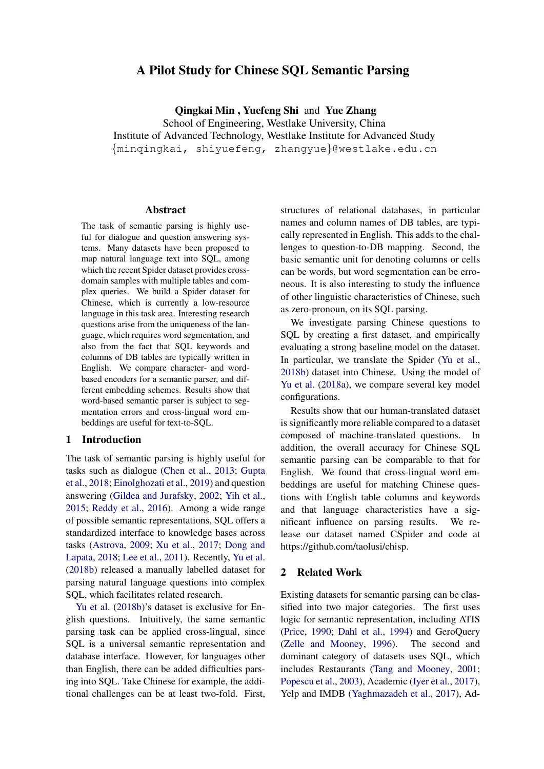# A Pilot Study for Chinese SQL Semantic Parsing

**Qingkai Min , Yuefeng Shi and Yue Zhang**
School of Engineering, Westlake University, China
Institute of Advanced Technology, Westlake Institute for Advanced Study
{minqingkai, shiyuefeng, zhangyue}@westlake.edu.cn

## Abstract

The task of semantic parsing is highly useful for dialogue and question answering systems. Many datasets have been proposed to map natural language text into SQL, among which the recent Spider dataset provides cross-domain samples with multiple tables and complex queries. We build a Spider dataset for Chinese, which is currently a low-resource language in this task area. Interesting research questions arise from the uniqueness of the language, which requires word segmentation, and also from the fact that SQL keywords and columns of DB tables are typically written in English. We compare character- and word-based encoders for a semantic parser, and different embedding schemes. Results show that word-based semantic parser is subject to segmentation errors and cross-lingual word embeddings are useful for text-to-SQL.

## 1 Introduction

The task of semantic parsing is highly useful for tasks such as dialogue (Chen et al., 2013; Gupta et al., 2018; Einolghozati et al., 2019) and question answering (Gildea and Jurafsky, 2002; Yih et al., 2015; Reddy et al., 2016). Among a wide range of possible semantic representations, SQL offers a standardized interface to knowledge bases across tasks (Astrova, 2009; Xu et al., 2017; Dong and Lapata, 2018; Lee et al., 2011). Recently, Yu et al. (2018b) released a manually labelled dataset for parsing natural language questions into complex SQL, which facilitates related research.

Yu et al. (2018b)'s dataset is exclusive for English questions. Intuitively, the same semantic parsing task can be applied cross-lingual, since SQL is a universal semantic representation and database interface. However, for languages other than English, there can be added difficulties parsing into SQL. Take Chinese for example, the additional challenges can be at least two-fold. First, structures of relational databases, in particular names and column names of DB tables, are typically represented in English. This adds to the challenges to question-to-DB mapping. Second, the basic semantic unit for denoting columns or cells can be words, but word segmentation can be erroneous. It is also interesting to study the influence of other linguistic characteristics of Chinese, such as zero-pronoun, on its SQL parsing.

We investigate parsing Chinese questions to SQL by creating a first dataset, and empirically evaluating a strong baseline model on the dataset. In particular, we translate the Spider (Yu et al., 2018b) dataset into Chinese. Using the model of Yu et al. (2018a), we compare several key model configurations.

Results show that our human-translated dataset is significantly more reliable compared to a dataset composed of machine-translated questions. In addition, the overall accuracy for Chinese SQL semantic parsing can be comparable to that for English. We found that cross-lingual word embeddings are useful for matching Chinese questions with English table columns and keywords and that language characteristics have a significant influence on parsing results. We release our dataset named CSpider and code at https://github.com/taolusi/chisp.

## 2 Related Work

Existing datasets for semantic parsing can be classified into two major categories. The first uses logic for semantic representation, including ATIS (Price, 1990; Dahl et al., 1994) and GeroQuery (Zelle and Mooney, 1996). The second and dominant category of datasets uses SQL, which includes Restaurants (Tang and Mooney, 2001; Popescu et al., 2003), Academic (Iyer et al., 2017), Yelp and IMDB (Yaghmazadeh et al., 2017), Ad-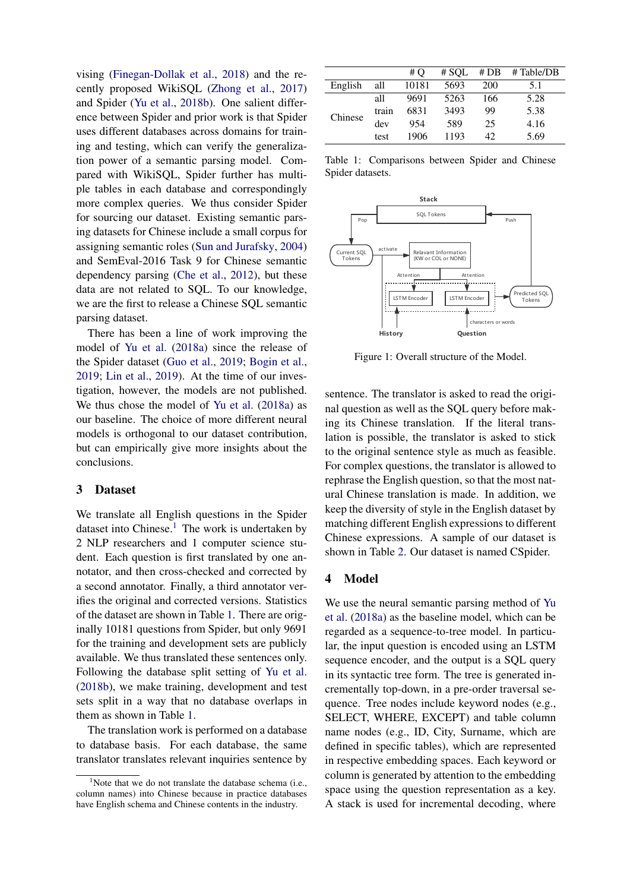vising (Finegan-Dollak et al., 2018) and the recently proposed WikiSQL (Zhong et al., 2017) and Spider (Yu et al., 2018b). One salient difference between Spider and prior work is that Spider uses different databases across domains for training and testing, which can verify the generalization power of a semantic parsing model. Compared with WikiSQL, Spider further has multiple tables in each database and correspondingly more complex queries. We thus consider Spider for sourcing our dataset. Existing semantic parsing datasets for Chinese include a small corpus for assigning semantic roles (Sun and Jurafsky, 2004) and SemEval-2016 Task 9 for Chinese semantic dependency parsing (Che et al., 2012), but these data are not related to SQL. To our knowledge, we are the first to release a Chinese SQL semantic parsing dataset.

There has been a line of work improving the model of Yu et al. (2018a) since the release of the Spider dataset (Guo et al., 2019; Bogin et al., 2019; Lin et al., 2019). At the time of our investigation, however, the models are not published. We thus chose the model of Yu et al. (2018a) as our baseline. The choice of more different neural models is orthogonal to our dataset contribution, but can empirically give more insights about the conclusions.

## 3 Dataset

We translate all English questions in the Spider dataset into Chinese.[1] The work is undertaken by 2 NLP researchers and 1 computer science student. Each question is first translated by one annotator, and then cross-checked and corrected by a second annotator. Finally, a third annotator verifies the original and corrected versions. Statistics of the dataset are shown in Table 1. There are originally 10181 questions from Spider, but only 9691 for the training and development sets are publicly available. We thus translated these sentences only. Following the database split setting of Yu et al. (2018b), we make training, development and test sets split in a way that no database overlaps in them as shown in Table 1.

The translation work is performed on a database to database basis. For each database, the same translator translates relevant inquiries sentence by sentence. The translator is asked to read the original question as well as the SQL query before making its Chinese translation. If the literal translation is possible, the translator is asked to stick to the original sentence style as much as feasible. For complex questions, the translator is allowed to rephrase the English question, so that the most natural Chinese translation is made. In addition, we keep the diversity of style in the English dataset by matching different English expressions to different Chinese expressions. A sample of our dataset is shown in Table 2. Our dataset is named CSpider.

[1]Note that we do not translate the database schema (i.e., column names) into Chinese because in practice databases have English schema and Chinese contents in the industry.

| | | # Q | # SQL | # DB | # Table/DB |
|---|---|---|---|---|---|
| English | all | 10181 | 5693 | 200 | 5.1 |
| Chinese | all | 9691 | 5263 | 166 | 5.28 |
| | train | 6831 | 3493 | 99 | 5.38 |
| | dev | 954 | 589 | 25 | 4.16 |
| | test | 1906 | 1193 | 42 | 5.69 |

Table 1: Comparisons between Spider and Chinese Spider datasets.

Figure 1: Overall structure of the Model.

## 4 Model

We use the neural semantic parsing method of Yu et al. (2018a) as the baseline model, which can be regarded as a sequence-to-tree model. In particular, the input question is encoded using an LSTM sequence encoder, and the output is a SQL query in its syntactic tree form. The tree is generated incrementally top-down, in a pre-order traversal sequence. Tree nodes include keyword nodes (e.g., SELECT, WHERE, EXCEPT) and table column name nodes (e.g., ID, City, Surname, which are defined in specific tables), which are represented in respective embedding spaces. Each keyword or column is generated by attention to the embedding space using the question representation as a key. A stack is used for incremental decoding, where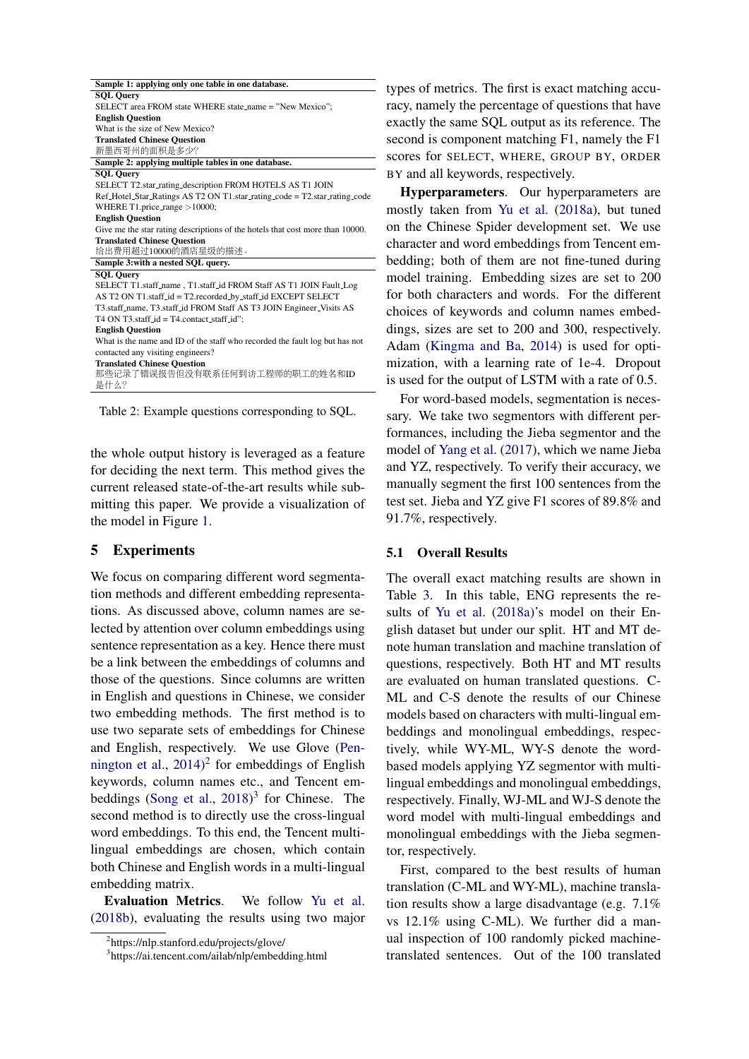**Sample 1: applying only one table in one database.**

**SQL Query**

SELECT area FROM state WHERE state_name = "New Mexico";

**English Question**

What is the size of New Mexico?

**Translated Chinese Question**

新墨西哥州的面积是多少?

**Sample 2: applying multiple tables in one database.**

**SQL Query**

SELECT T2.star_rating_description FROM HOTELS AS T1 JOIN Ref_Hotel_Star_Ratings AS T2 ON T1.star_rating_code = T2.star_rating_code WHERE T1.price_range >10000;

**English Question**

Give me the star rating descriptions of the hotels that cost more than 10000.

**Translated Chinese Question**

给出费用超过10000的酒店星级的描述。

**Sample 3:with a nested SQL query.**

**SQL Query**

SELECT T1.staff_name , T1.staff_id FROM Staff AS T1 JOIN Fault_Log AS T2 ON T1.staff_id = T2.recorded_by_staff_id EXCEPT SELECT T3.staff_name, T3.staff_id FROM Staff AS T3 JOIN Engineer_Visits AS T4 ON T3.staff_id = T4.contact_staff_id";

**English Question**

What is the name and ID of the staff who recorded the fault log but has not contacted any visiting engineers?

**Translated Chinese Question**

那些记录了错误报告但没有联系任何到访工程师的职工的姓名和ID是什么?

Table 2: Example questions corresponding to SQL.

the whole output history is leveraged as a feature for deciding the next term. This method gives the current released state-of-the-art results while submitting this paper. We provide a visualization of the model in Figure 1.

## 5 Experiments

We focus on comparing different word segmentation methods and different embedding representations. As discussed above, column names are selected by attention over column embeddings using sentence representation as a key. Hence there must be a link between the embeddings of columns and those of the questions. Since columns are written in English and questions in Chinese, we consider two embedding methods. The first method is to use two separate sets of embeddings for Chinese and English, respectively. We use Glove (Pennington et al., 2014)[2] for embeddings of English keywords, column names etc., and Tencent embeddings (Song et al., 2018)[3] for Chinese. The second method is to directly use the cross-lingual word embeddings. To this end, the Tencent multilingual embeddings are chosen, which contain both Chinese and English words in a multi-lingual embedding matrix.

**Evaluation Metrics**. We follow Yu et al. (2018b), evaluating the results using two major types of metrics. The first is exact matching accuracy, namely the percentage of questions that have exactly the same SQL output as its reference. The second is component matching F1, namely the F1 scores for SELECT, WHERE, GROUP BY, ORDER BY and all keywords, respectively.

**Hyperparameters**. Our hyperparameters are mostly taken from Yu et al. (2018a), but tuned on the Chinese Spider development set. We use character and word embeddings from Tencent embedding; both of them are not fine-tuned during model training. Embedding sizes are set to 200 for both characters and words. For the different choices of keywords and column names embeddings, sizes are set to 200 and 300, respectively. Adam (Kingma and Ba, 2014) is used for optimization, with a learning rate of 1e-4. Dropout is used for the output of LSTM with a rate of 0.5.

For word-based models, segmentation is necessary. We take two segmentors with different performances, including the Jieba segmentor and the model of Yang et al. (2017), which we name Jieba and YZ, respectively. To verify their accuracy, we manually segment the first 100 sentences from the test set. Jieba and YZ give F1 scores of 89.8% and 91.7%, respectively.

### 5.1 Overall Results

The overall exact matching results are shown in Table 3. In this table, ENG represents the results of Yu et al. (2018a)'s model on their English dataset but under our split. HT and MT denote human translation and machine translation of questions, respectively. Both HT and MT results are evaluated on human translated questions. C-ML and C-S denote the results of our Chinese models based on characters with multi-lingual embeddings and monolingual embeddings, respectively, while WY-ML, WY-S denote the word-based models applying YZ segmentor with multilingual embeddings and monolingual embeddings, respectively. Finally, WJ-ML and WJ-S denote the word model with multi-lingual embeddings and monolingual embeddings with the Jieba segmentor, respectively.

First, compared to the best results of human translation (C-ML and WY-ML), machine translation results show a large disadvantage (e.g. 7.1% vs 12.1% using C-ML). We further did a manual inspection of 100 randomly picked machine-translated sentences. Out of the 100 translated

[2] https://nlp.stanford.edu/projects/glove/

[3] https://ai.tencent.com/ailab/nlp/embedding.html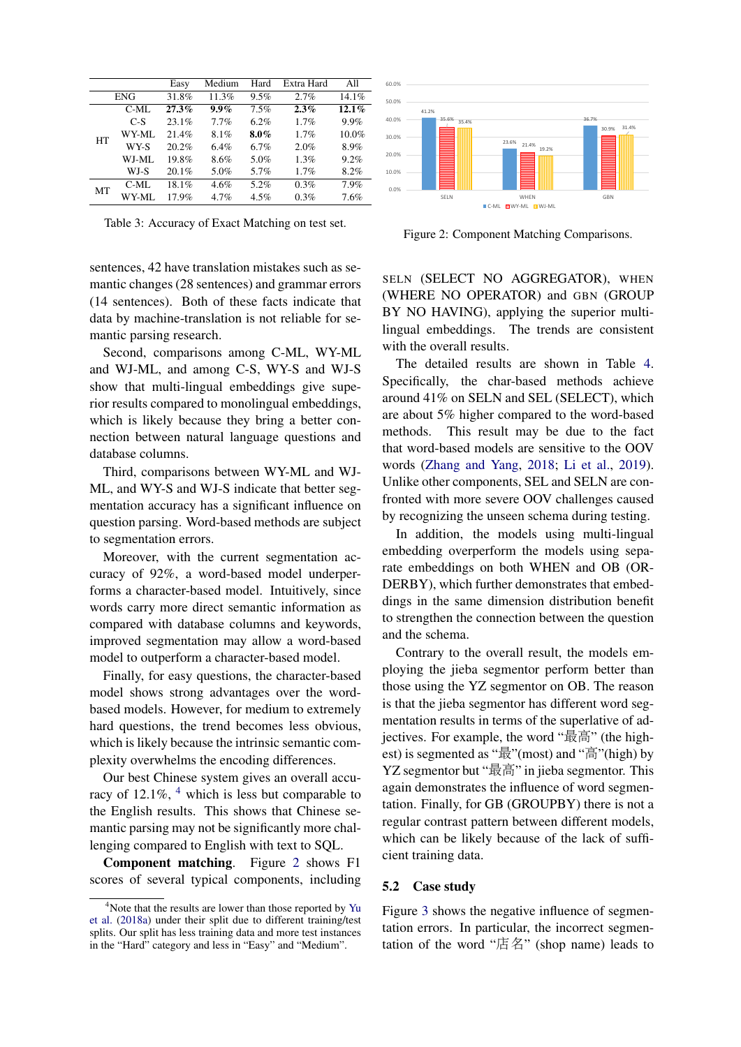| | | Easy | Medium | Hard | Extra Hard | All |
|---|---|---|---|---|---|---|
| ENG | | 31.8% | 11.3% | 9.5% | 2.7% | 14.1% |
| HT | C-ML | **27.3%** | **9.9%** | 7.5% | **2.3%** | **12.1%** |
| | C-S | 23.1% | 7.7% | 6.2% | 1.7% | 9.9% |
| | WY-ML | 21.4% | 8.1% | **8.0%** | 1.7% | 10.0% |
| | WY-S | 20.2% | 6.4% | 6.7% | 2.0% | 8.9% |
| | WJ-ML | 19.8% | 8.6% | 5.0% | 1.3% | 9.2% |
| | WJ-S | 20.1% | 5.0% | 5.7% | 1.7% | 8.2% |
| MT | C-ML | 18.1% | 4.6% | 5.2% | 0.3% | 7.9% |
| | WY-ML | 17.9% | 4.7% | 4.5% | 0.3% | 7.6% |

Table 3: Accuracy of Exact Matching on test set.

Figure 2: Component Matching Comparisons.

sentences, 42 have translation mistakes such as semantic changes (28 sentences) and grammar errors (14 sentences). Both of these facts indicate that data by machine-translation is not reliable for semantic parsing research.

Second, comparisons among C-ML, WY-ML and WJ-ML, and among C-S, WY-S and WJ-S show that multi-lingual embeddings give superior results compared to monolingual embeddings, which is likely because they bring a better connection between natural language questions and database columns.

Third, comparisons between WY-ML and WJ-ML, and WY-S and WJ-S indicate that better segmentation accuracy has a significant influence on question parsing. Word-based methods are subject to segmentation errors.

Moreover, with the current segmentation accuracy of 92%, a word-based model underperforms a character-based model. Intuitively, since words carry more direct semantic information as compared with database columns and keywords, improved segmentation may allow a word-based model to outperform a character-based model.

Finally, for easy questions, the character-based model shows strong advantages over the word-based models. However, for medium to extremely hard questions, the trend becomes less obvious, which is likely because the intrinsic semantic complexity overwhelms the encoding differences.

Our best Chinese system gives an overall accuracy of 12.1%, [4] which is less but comparable to the English results. This shows that Chinese semantic parsing may not be significantly more challenging compared to English with text to SQL.

**Component matching.** Figure 2 shows F1 scores of several typical components, including SELN (SELECT NO AGGREGATOR), WHEN (WHERE NO OPERATOR) and GBN (GROUP BY NO HAVING), applying the superior multi-lingual embeddings. The trends are consistent with the overall results.

The detailed results are shown in Table 4. Specifically, the char-based methods achieve around 41% on SELN and SEL (SELECT), which are about 5% higher compared to the word-based methods. This result may be due to the fact that word-based models are sensitive to the OOV words (Zhang and Yang, 2018; Li et al., 2019). Unlike other components, SEL and SELN are confronted with more severe OOV challenges caused by recognizing the unseen schema during testing.

In addition, the models using multi-lingual embedding overperform the models using separate embeddings on both WHEN and OB (ORDERBY), which further demonstrates that embeddings in the same dimension distribution benefit to strengthen the connection between the question and the schema.

Contrary to the overall result, the models employing the jieba segmentor perform better than those using the YZ segmentor on OB. The reason is that the jieba segmentor has different word segmentation results in terms of the superlative of adjectives. For example, the word "最高" (the highest) is segmented as "最"(most) and "高"(high) by YZ segmentor but "最高" in jieba segmentor. This again demonstrates the influence of word segmentation. Finally, for GB (GROUPBY) there is not a regular contrast pattern between different models, which can be likely because of the lack of sufficient training data.

## 5.2 Case study

Figure 3 shows the negative influence of segmentation errors. In particular, the incorrect segmentation of the word "店名" (shop name) leads to

[4] Note that the results are lower than those reported by Yu et al. (2018a) under their split due to different training/test splits. Our split has less training data and more test instances in the "Hard" category and less in "Easy" and "Medium".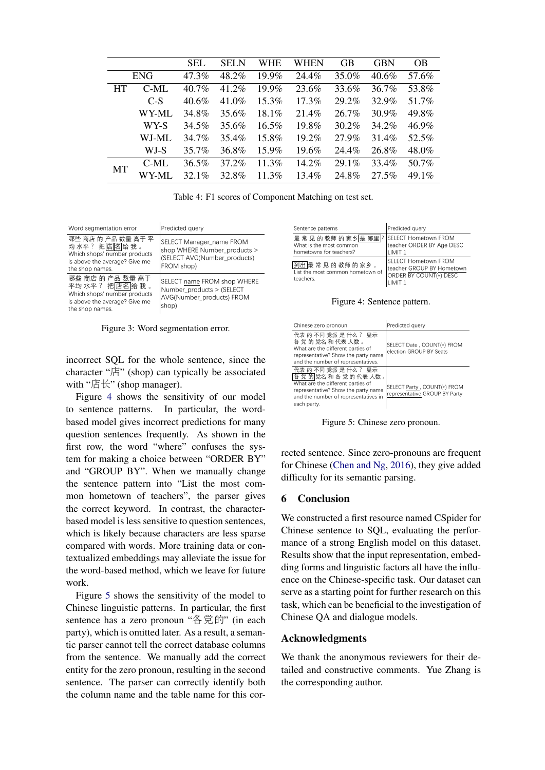|  |  | SEL | SELN | WHE | WHEN | GB | GBN | OB |
|---|---|---|---|---|---|---|---|---|
| ENG | | 47.3% | 48.2% | 19.9% | 24.4% | 35.0% | 40.6% | 57.6% |
| HT | C-ML | 40.7% | 41.2% | 19.9% | 23.6% | 33.6% | 36.7% | 53.8% |
|  | C-S | 40.6% | 41.0% | 15.3% | 17.3% | 29.2% | 32.9% | 51.7% |
|  | WY-ML | 34.8% | 35.6% | 18.1% | 21.4% | 26.7% | 30.9% | 49.8% |
|  | WY-S | 34.5% | 35.6% | 16.5% | 19.8% | 30.2% | 34.2% | 46.9% |
|  | WJ-ML | 34.7% | 35.4% | 15.8% | 19.2% | 27.9% | 31.4% | 52.5% |
|  | WJ-S | 35.7% | 36.8% | 15.9% | 19.6% | 24.4% | 26.8% | 48.0% |
| MT | C-ML | 36.5% | 37.2% | 11.3% | 14.2% | 29.1% | 33.4% | 50.7% |
|  | WY-ML | 32.1% | 32.8% | 11.3% | 13.4% | 24.8% | 27.5% | 49.1% |

Table 4: F1 scores of Component Matching on test set.

| Word segmentation error | Predicted query |
|---|---|
| 哪些 商店 的 产品 数量 高于 平 均 水平？ 把 店 名 给 我 。 Which shops' number products is above the average? Give me the shop names. | SELECT Manager_name FROM shop WHERE Number_products > (SELECT AVG(Number_products) FROM shop) |
| 哪些 商店 的 产品 数量 高于 平均 水平？ 把 店名 给 我 。 Which shops' number products is above the average? Give me the shop names. | SELECT name FROM shop WHERE Number_products > (SELECT AVG(Number_products) FROM shop) |

Figure 3: Word segmentation error.

incorrect SQL for the whole sentence, since the character "店" (shop) can typically be associated with "店长" (shop manager).

Figure 4 shows the sensitivity of our model to sentence patterns. In particular, the word-based model gives incorrect predictions for many question sentences frequently. As shown in the first row, the word "where" confuses the system for making a choice between "ORDER BY" and "GROUP BY". When we manually change the sentence pattern into "List the most common hometown of teachers", the parser gives the correct keyword. In contrast, the character-based model is less sensitive to question sentences, which is likely because characters are less sparse compared with words. More training data or contextualized embeddings may alleviate the issue for the word-based method, which we leave for future work.

Figure 5 shows the sensitivity of the model to Chinese linguistic patterns. In particular, the first sentence has a zero pronoun "各党的" (in each party), which is omitted later. As a result, a semantic parser cannot tell the correct database columns from the sentence. We manually add the correct entity for the zero pronoun, resulting in the second sentence. The parser can correctly identify both the column name and the table name for this corrected sentence. Since zero-pronouns are frequent for Chinese (Chen and Ng, 2016), they give added difficulty for its semantic parsing.

| Sentence patterns | Predicted query |
|---|---|
| 最 常 见 的 教师 的 家乡 是 哪里？ What is the most common hometowns for teachers? | SELECT Hometown FROM teacher ORDER BY Age DESC LIMIT 1 |
| 列出 最 常 见 的 教师 的 家乡 。 List the most common hometown of teachers. | SELECT Hometown FROM teacher GROUP BY Hometown ORDER BY COUNT(*) DESC LIMIT 1 |

Figure 4: Sentence pattern.

| Chinese zero pronoun | Predicted query |
|---|---|
| 代表 的 不同 党派 是 什么？ 显示 各 党 的 党名 和 代表 人数 。 What are the different parties of representative? Show the party name and the number of representatives. | SELECT Date , COUNT(*) FROM election GROUP BY Seats |
| 代表 的 不同 党派 是 什么？ 显示 各 党 的 党名 和 各 党 的 代表 人数 。 What are the different parties of representative? Show the party name and the number of representatives in each party. | SELECT Party , COUNT(*) FROM representative GROUP BY Party |

Figure 5: Chinese zero pronoun.

## 6 Conclusion

We constructed a first resource named CSpider for Chinese sentence to SQL, evaluating the performance of a strong English model on this dataset. Results show that the input representation, embedding forms and linguistic factors all have the influence on the Chinese-specific task. Our dataset can serve as a starting point for further research on this task, which can be beneficial to the investigation of Chinese QA and dialogue models.

### Acknowledgments

We thank the anonymous reviewers for their detailed and constructive comments. Yue Zhang is the corresponding author.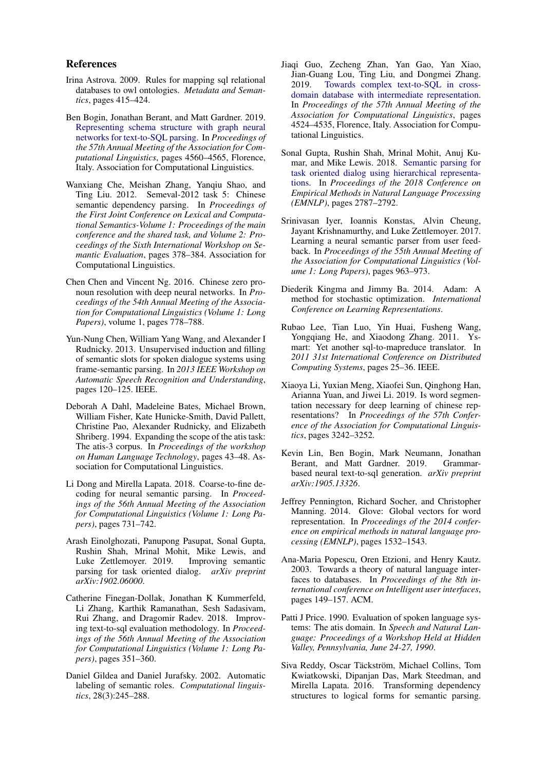## References

Irina Astrova. 2009. Rules for mapping sql relational databases to owl ontologies. *Metadata and Semantics*, pages 415–424.

Ben Bogin, Jonathan Berant, and Matt Gardner. 2019. Representing schema structure with graph neural networks for text-to-SQL parsing. In *Proceedings of the 57th Annual Meeting of the Association for Computational Linguistics*, pages 4560–4565, Florence, Italy. Association for Computational Linguistics.

Wanxiang Che, Meishan Zhang, Yanqiu Shao, and Ting Liu. 2012. Semeval-2012 task 5: Chinese semantic dependency parsing. In *Proceedings of the First Joint Conference on Lexical and Computational Semantics-Volume 1: Proceedings of the main conference and the shared task, and Volume 2: Proceedings of the Sixth International Workshop on Semantic Evaluation*, pages 378–384. Association for Computational Linguistics.

Chen Chen and Vincent Ng. 2016. Chinese zero pronoun resolution with deep neural networks. In *Proceedings of the 54th Annual Meeting of the Association for Computational Linguistics (Volume 1: Long Papers)*, volume 1, pages 778–788.

Yun-Nung Chen, William Yang Wang, and Alexander I Rudnicky. 2013. Unsupervised induction and filling of semantic slots for spoken dialogue systems using frame-semantic parsing. In *2013 IEEE Workshop on Automatic Speech Recognition and Understanding*, pages 120–125. IEEE.

Deborah A Dahl, Madeleine Bates, Michael Brown, William Fisher, Kate Hunicke-Smith, David Pallett, Christine Pao, Alexander Rudnicky, and Elizabeth Shriberg. 1994. Expanding the scope of the atis task: The atis-3 corpus. In *Proceedings of the workshop on Human Language Technology*, pages 43–48. Association for Computational Linguistics.

Li Dong and Mirella Lapata. 2018. Coarse-to-fine decoding for neural semantic parsing. In *Proceedings of the 56th Annual Meeting of the Association for Computational Linguistics (Volume 1: Long Papers)*, pages 731–742.

Arash Einolghozati, Panupong Pasupat, Sonal Gupta, Rushin Shah, Mrinal Mohit, Mike Lewis, and Luke Zettlemoyer. 2019. Improving semantic parsing for task oriented dialog. *arXiv preprint arXiv:1902.06000*.

Catherine Finegan-Dollak, Jonathan K Kummerfeld, Li Zhang, Karthik Ramanathan, Sesh Sadasivam, Rui Zhang, and Dragomir Radev. 2018. Improving text-to-sql evaluation methodology. In *Proceedings of the 56th Annual Meeting of the Association for Computational Linguistics (Volume 1: Long Papers)*, pages 351–360.

Daniel Gildea and Daniel Jurafsky. 2002. Automatic labeling of semantic roles. *Computational linguistics*, 28(3):245–288.

Jiaqi Guo, Zecheng Zhan, Yan Gao, Yan Xiao, Jian-Guang Lou, Ting Liu, and Dongmei Zhang. 2019. Towards complex text-to-SQL in cross-domain database with intermediate representation. In *Proceedings of the 57th Annual Meeting of the Association for Computational Linguistics*, pages 4524–4535, Florence, Italy. Association for Computational Linguistics.

Sonal Gupta, Rushin Shah, Mrinal Mohit, Anuj Kumar, and Mike Lewis. 2018. Semantic parsing for task oriented dialog using hierarchical representations. In *Proceedings of the 2018 Conference on Empirical Methods in Natural Language Processing (EMNLP)*, pages 2787–2792.

Srinivasan Iyer, Ioannis Konstas, Alvin Cheung, Jayant Krishnamurthy, and Luke Zettlemoyer. 2017. Learning a neural semantic parser from user feedback. In *Proceedings of the 55th Annual Meeting of the Association for Computational Linguistics (Volume 1: Long Papers)*, pages 963–973.

Diederik Kingma and Jimmy Ba. 2014. Adam: A method for stochastic optimization. *International Conference on Learning Representations*.

Rubao Lee, Tian Luo, Yin Huai, Fusheng Wang, Yongqiang He, and Xiaodong Zhang. 2011. Ysmart: Yet another sql-to-mapreduce translator. In *2011 31st International Conference on Distributed Computing Systems*, pages 25–36. IEEE.

Xiaoya Li, Yuxian Meng, Xiaofei Sun, Qinghong Han, Arianna Yuan, and Jiwei Li. 2019. Is word segmentation necessary for deep learning of chinese representations? In *Proceedings of the 57th Conference of the Association for Computational Linguistics*, pages 3242–3252.

Kevin Lin, Ben Bogin, Mark Neumann, Jonathan Berant, and Matt Gardner. 2019. Grammar-based neural text-to-sql generation. *arXiv preprint arXiv:1905.13326*.

Jeffrey Pennington, Richard Socher, and Christopher Manning. 2014. Glove: Global vectors for word representation. In *Proceedings of the 2014 conference on empirical methods in natural language processing (EMNLP)*, pages 1532–1543.

Ana-Maria Popescu, Oren Etzioni, and Henry Kautz. 2003. Towards a theory of natural language interfaces to databases. In *Proceedings of the 8th international conference on Intelligent user interfaces*, pages 149–157. ACM.

Patti J Price. 1990. Evaluation of spoken language systems: The atis domain. In *Speech and Natural Language: Proceedings of a Workshop Held at Hidden Valley, Pennsylvania, June 24-27, 1990*.

Siva Reddy, Oscar Täckström, Michael Collins, Tom Kwiatkowski, Dipanjan Das, Mark Steedman, and Mirella Lapata. 2016. Transforming dependency structures to logical forms for semantic parsing.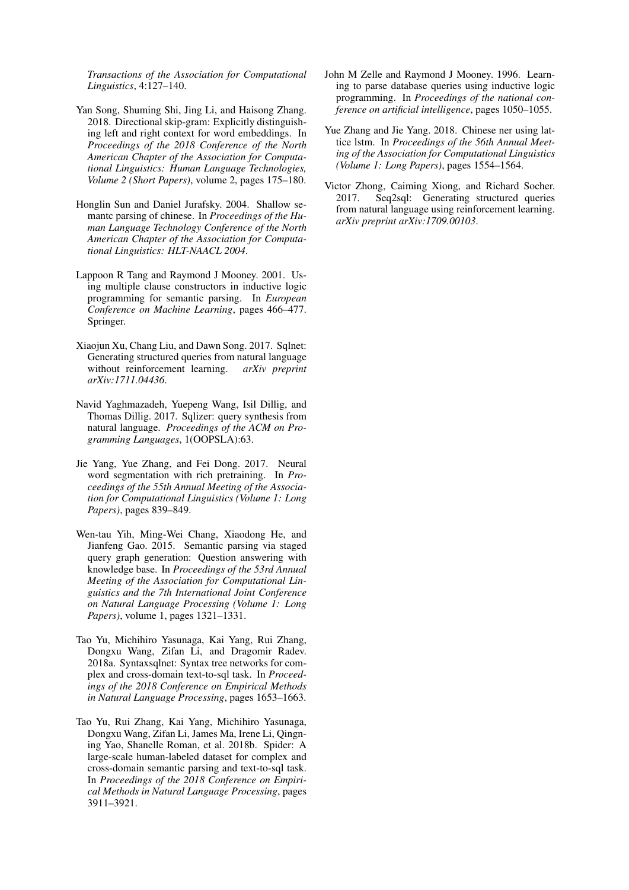*Transactions of the Association for Computational Linguistics*, 4:127–140.

Yan Song, Shuming Shi, Jing Li, and Haisong Zhang. 2018. Directional skip-gram: Explicitly distinguishing left and right context for word embeddings. In *Proceedings of the 2018 Conference of the North American Chapter of the Association for Computational Linguistics: Human Language Technologies, Volume 2 (Short Papers)*, volume 2, pages 175–180.

Honglin Sun and Daniel Jurafsky. 2004. Shallow semantc parsing of chinese. In *Proceedings of the Human Language Technology Conference of the North American Chapter of the Association for Computational Linguistics: HLT-NAACL 2004*.

Lappoon R Tang and Raymond J Mooney. 2001. Using multiple clause constructors in inductive logic programming for semantic parsing. In *European Conference on Machine Learning*, pages 466–477. Springer.

Xiaojun Xu, Chang Liu, and Dawn Song. 2017. Sqlnet: Generating structured queries from natural language without reinforcement learning. *arXiv preprint arXiv:1711.04436*.

Navid Yaghmazadeh, Yuepeng Wang, Isil Dillig, and Thomas Dillig. 2017. Sqlizer: query synthesis from natural language. *Proceedings of the ACM on Programming Languages*, 1(OOPSLA):63.

Jie Yang, Yue Zhang, and Fei Dong. 2017. Neural word segmentation with rich pretraining. In *Proceedings of the 55th Annual Meeting of the Association for Computational Linguistics (Volume 1: Long Papers)*, pages 839–849.

Wen-tau Yih, Ming-Wei Chang, Xiaodong He, and Jianfeng Gao. 2015. Semantic parsing via staged query graph generation: Question answering with knowledge base. In *Proceedings of the 53rd Annual Meeting of the Association for Computational Linguistics and the 7th International Joint Conference on Natural Language Processing (Volume 1: Long Papers)*, volume 1, pages 1321–1331.

Tao Yu, Michihiro Yasunaga, Kai Yang, Rui Zhang, Dongxu Wang, Zifan Li, and Dragomir Radev. 2018a. Syntaxsqlnet: Syntax tree networks for complex and cross-domain text-to-sql task. In *Proceedings of the 2018 Conference on Empirical Methods in Natural Language Processing*, pages 1653–1663.

Tao Yu, Rui Zhang, Kai Yang, Michihiro Yasunaga, Dongxu Wang, Zifan Li, James Ma, Irene Li, Qingning Yao, Shanelle Roman, et al. 2018b. Spider: A large-scale human-labeled dataset for complex and cross-domain semantic parsing and text-to-sql task. In *Proceedings of the 2018 Conference on Empirical Methods in Natural Language Processing*, pages 3911–3921.

John M Zelle and Raymond J Mooney. 1996. Learning to parse database queries using inductive logic programming. In *Proceedings of the national conference on artificial intelligence*, pages 1050–1055.

Yue Zhang and Jie Yang. 2018. Chinese ner using lattice lstm. In *Proceedings of the 56th Annual Meeting of the Association for Computational Linguistics (Volume 1: Long Papers)*, pages 1554–1564.

Victor Zhong, Caiming Xiong, and Richard Socher. 2017. Seq2sql: Generating structured queries from natural language using reinforcement learning. *arXiv preprint arXiv:1709.00103*.